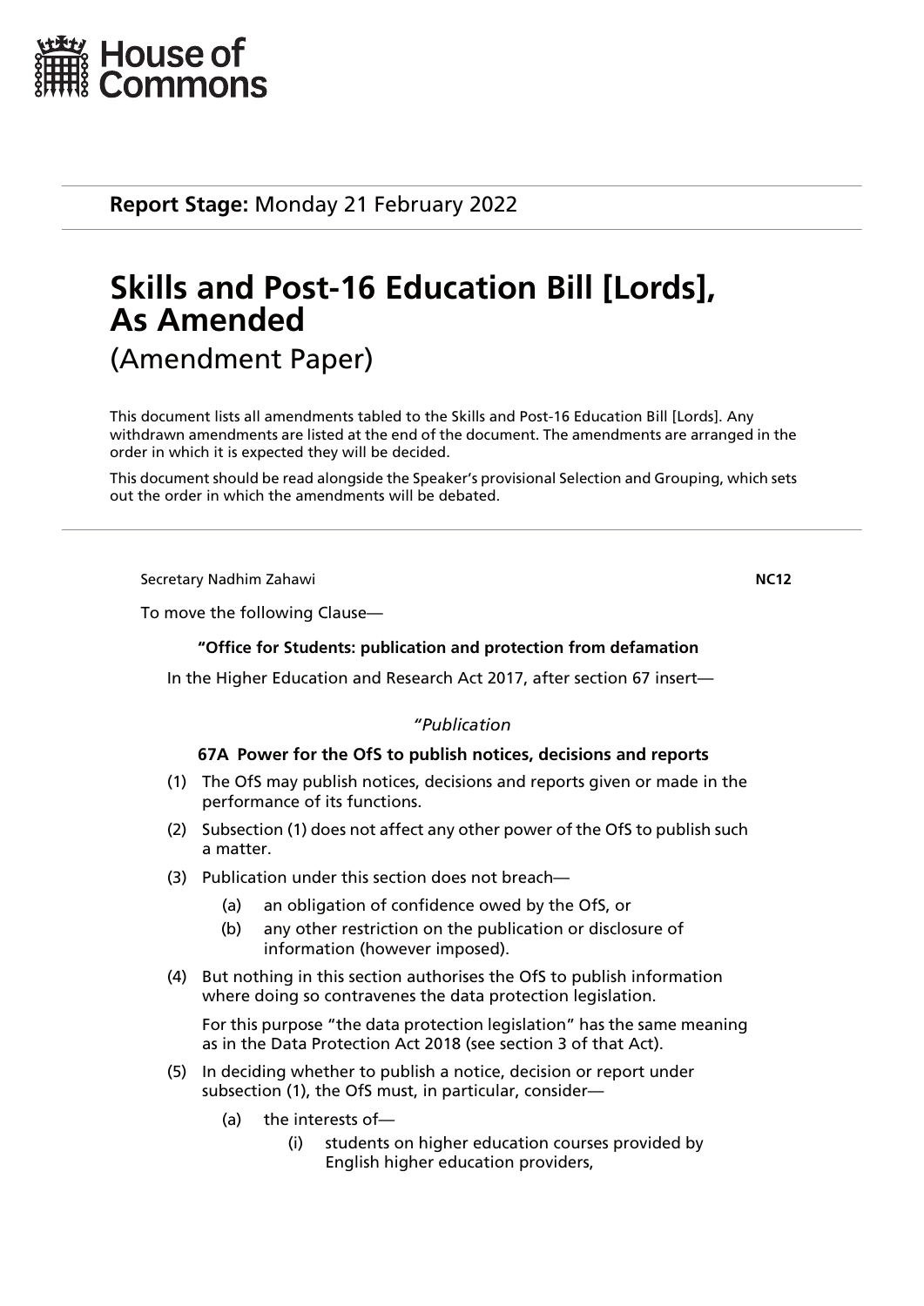House of Commons

**Report Stage:** Monday 21 February 2022

# Skills and Post-16 Education Bill [Lords], As Amended

(Amendment Paper)

This document lists all amendments tabled to the Skills and Post-16 Education Bill [Lords]. Any withdrawn amendments are listed at the end of the document. The amendments are arranged in the order in which it is expected they will be decided.

This document should be read alongside the Speaker's provisional Selection and Grouping, which sets out the order in which the amendments will be debated.

---

Secretary Nadhim Zahawi **NC12**

To move the following Clause—

**"Office for Students: publication and protection from defamation**

In the Higher Education and Research Act 2017, after section 67 insert—

*"Publication*

**67A Power for the OfS to publish notices, decisions and reports**

(1) The OfS may publish notices, decisions and reports given or made in the performance of its functions.

(2) Subsection (1) does not affect any other power of the OfS to publish such a matter.

(3) Publication under this section does not breach—

- (a) an obligation of confidence owed by the OfS, or
- (b) any other restriction on the publication or disclosure of information (however imposed).

(4) But nothing in this section authorises the OfS to publish information where doing so contravenes the data protection legislation.

For this purpose "the data protection legislation" has the same meaning as in the Data Protection Act 2018 (see section 3 of that Act).

(5) In deciding whether to publish a notice, decision or report under subsection (1), the OfS must, in particular, consider—

- (a) the interests of—
  - (i) students on higher education courses provided by English higher education providers,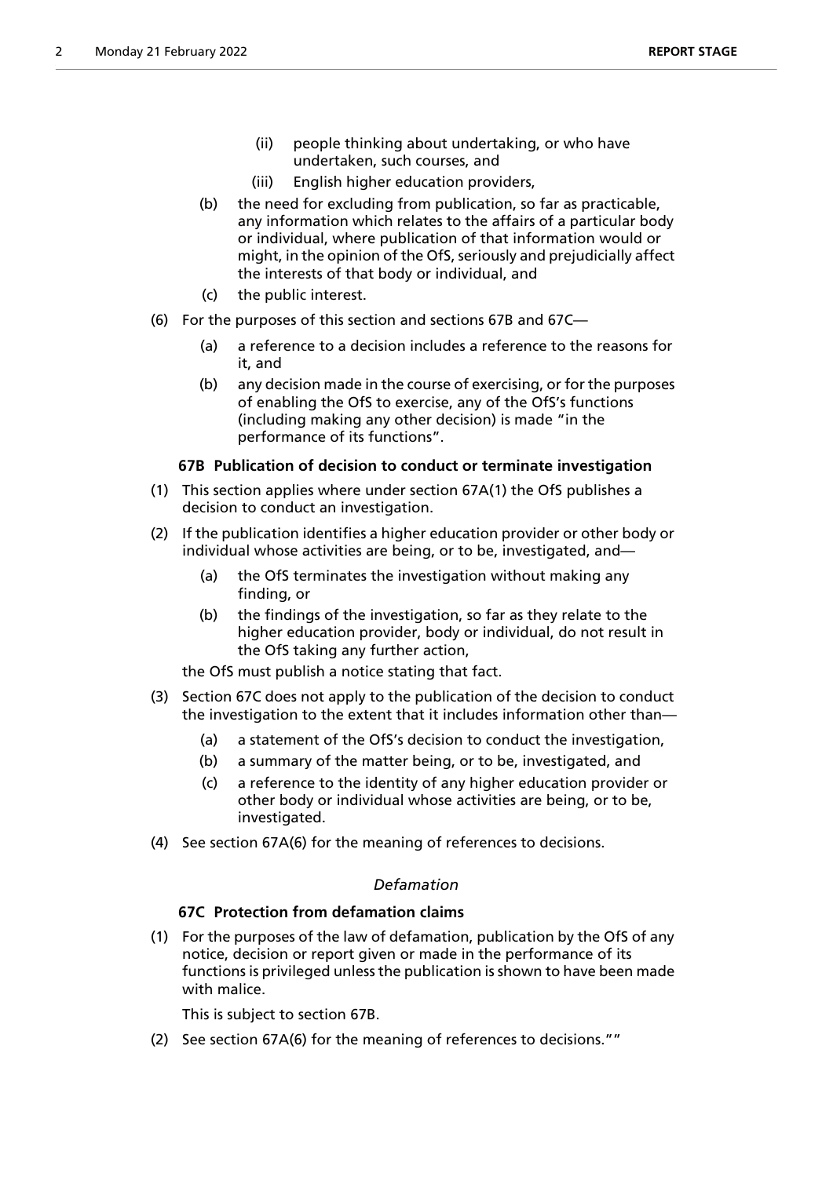(ii) people thinking about undertaking, or who have undertaken, such courses, and

(iii) English higher education providers,

(b) the need for excluding from publication, so far as practicable, any information which relates to the affairs of a particular body or individual, where publication of that information would or might, in the opinion of the OfS, seriously and prejudicially affect the interests of that body or individual, and

(c) the public interest.

(6) For the purposes of this section and sections 67B and 67C—

(a) a reference to a decision includes a reference to the reasons for it, and

(b) any decision made in the course of exercising, or for the purposes of enabling the OfS to exercise, any of the OfS's functions (including making any other decision) is made "in the performance of its functions".

**67B Publication of decision to conduct or terminate investigation**

(1) This section applies where under section 67A(1) the OfS publishes a decision to conduct an investigation.

(2) If the publication identifies a higher education provider or other body or individual whose activities are being, or to be, investigated, and—

(a) the OfS terminates the investigation without making any finding, or

(b) the findings of the investigation, so far as they relate to the higher education provider, body or individual, do not result in the OfS taking any further action,

the OfS must publish a notice stating that fact.

(3) Section 67C does not apply to the publication of the decision to conduct the investigation to the extent that it includes information other than—

(a) a statement of the OfS's decision to conduct the investigation,

(b) a summary of the matter being, or to be, investigated, and

(c) a reference to the identity of any higher education provider or other body or individual whose activities are being, or to be, investigated.

(4) See section 67A(6) for the meaning of references to decisions.

*Defamation*

**67C Protection from defamation claims**

(1) For the purposes of the law of defamation, publication by the OfS of any notice, decision or report given or made in the performance of its functions is privileged unless the publication is shown to have been made with malice.

This is subject to section 67B.

(2) See section 67A(6) for the meaning of references to decisions.""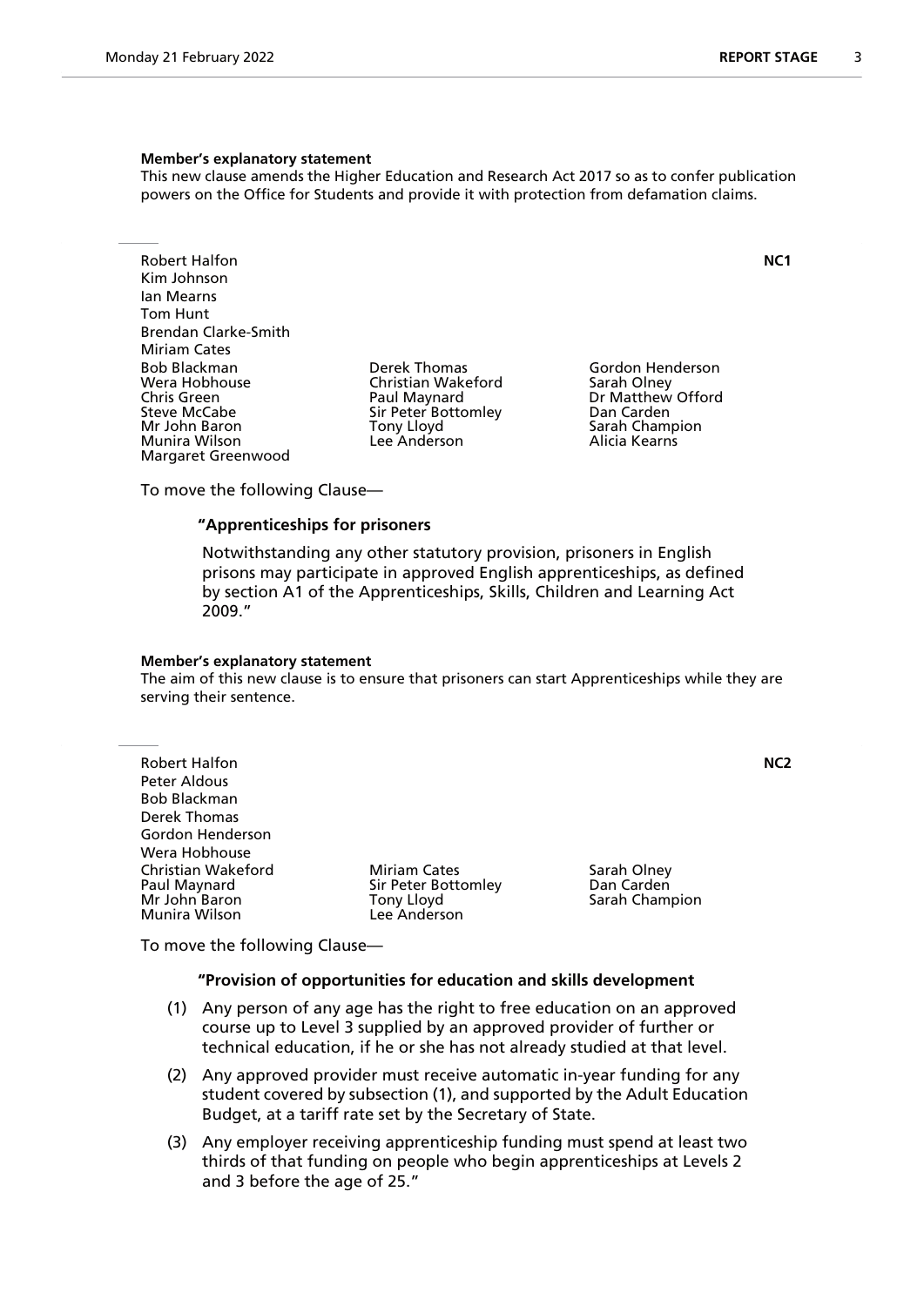**Member's explanatory statement**

This new clause amends the Higher Education and Research Act 2017 so as to confer publication powers on the Office for Students and provide it with protection from defamation claims.

---

**NC1**

Robert Halfon
Kim Johnson
Ian Mearns
Tom Hunt
Brendan Clarke-Smith
Miriam Cates
Bob Blackman
Wera Hobhouse
Chris Green
Steve McCabe
Mr John Baron
Munira Wilson
Margaret Greenwood
Derek Thomas
Christian Wakeford
Paul Maynard
Sir Peter Bottomley
Tony Lloyd
Lee Anderson
Gordon Henderson
Sarah Olney
Dr Matthew Offord
Dan Carden
Sarah Champion
Alicia Kearns

To move the following Clause—

**"Apprenticeships for prisoners**

Notwithstanding any other statutory provision, prisoners in English prisons may participate in approved English apprenticeships, as defined by section A1 of the Apprenticeships, Skills, Children and Learning Act 2009."

**Member's explanatory statement**

The aim of this new clause is to ensure that prisoners can start Apprenticeships while they are serving their sentence.

---

**NC2**

Robert Halfon
Peter Aldous
Bob Blackman
Derek Thomas
Gordon Henderson
Wera Hobhouse
Christian Wakeford
Paul Maynard
Mr John Baron
Munira Wilson
Miriam Cates
Sir Peter Bottomley
Tony Lloyd
Lee Anderson
Sarah Olney
Dan Carden
Sarah Champion

To move the following Clause—

**"Provision of opportunities for education and skills development**

(1) Any person of any age has the right to free education on an approved course up to Level 3 supplied by an approved provider of further or technical education, if he or she has not already studied at that level.

(2) Any approved provider must receive automatic in-year funding for any student covered by subsection (1), and supported by the Adult Education Budget, at a tariff rate set by the Secretary of State.

(3) Any employer receiving apprenticeship funding must spend at least two thirds of that funding on people who begin apprenticeships at Levels 2 and 3 before the age of 25."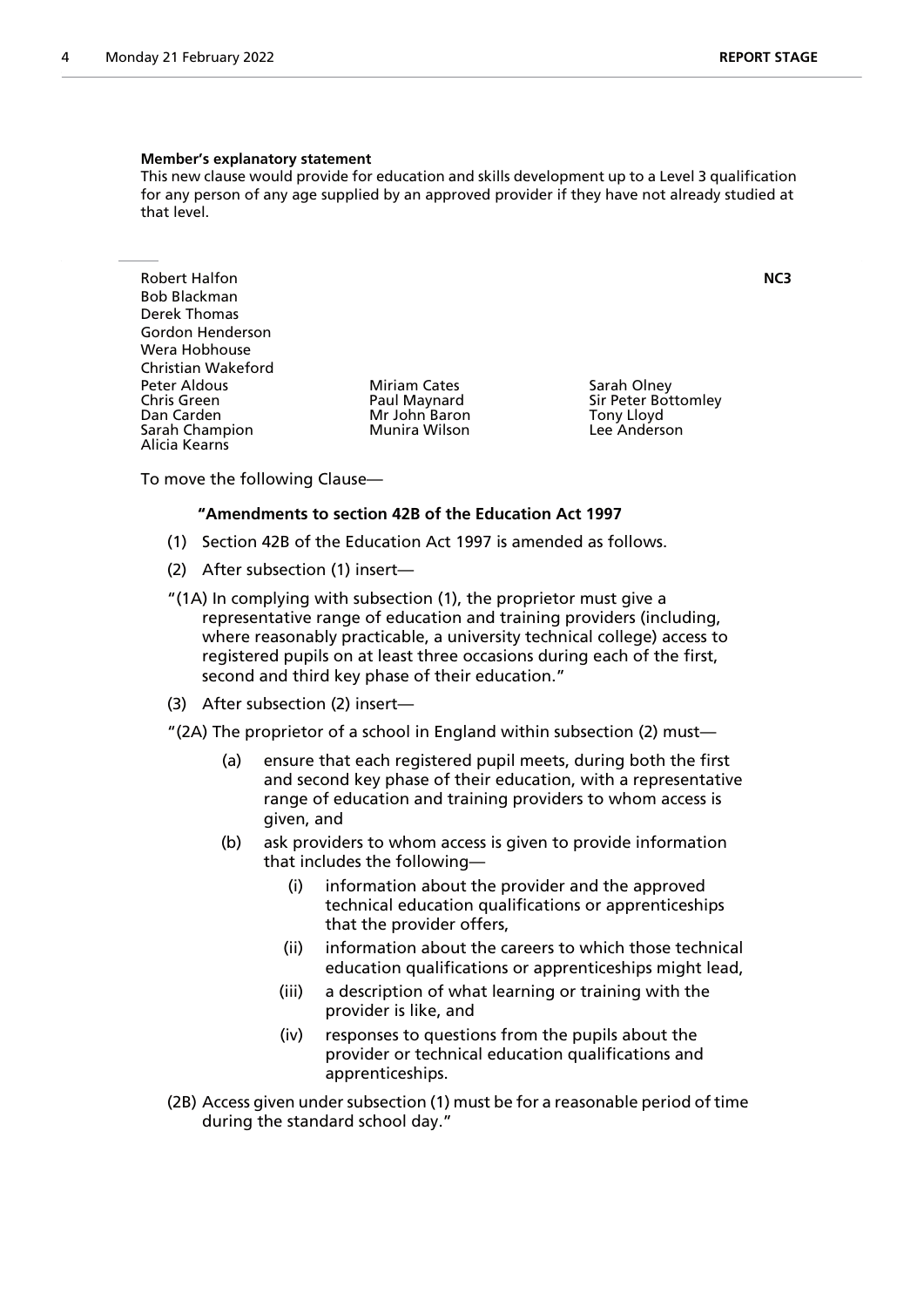**Member's explanatory statement**

This new clause would provide for education and skills development up to a Level 3 qualification for any person of any age supplied by an approved provider if they have not already studied at that level.

---

Robert Halfon
Bob Blackman
Derek Thomas
Gordon Henderson
Wera Hobhouse
Christian Wakeford
Peter Aldous
Chris Green
Dan Carden
Sarah Champion
Alicia Kearns
Miriam Cates
Paul Maynard
Mr John Baron
Munira Wilson
Sarah Olney
Sir Peter Bottomley
Tony Lloyd
Lee Anderson

**NC3**

To move the following Clause—

**"Amendments to section 42B of the Education Act 1997**

(1) Section 42B of the Education Act 1997 is amended as follows.

(2) After subsection (1) insert—

"(1A) In complying with subsection (1), the proprietor must give a representative range of education and training providers (including, where reasonably practicable, a university technical college) access to registered pupils on at least three occasions during each of the first, second and third key phase of their education."

(3) After subsection (2) insert—

"(2A) The proprietor of a school in England within subsection (2) must—

(a) ensure that each registered pupil meets, during both the first and second key phase of their education, with a representative range of education and training providers to whom access is given, and

(b) ask providers to whom access is given to provide information that includes the following—

(i) information about the provider and the approved technical education qualifications or apprenticeships that the provider offers,

(ii) information about the careers to which those technical education qualifications or apprenticeships might lead,

(iii) a description of what learning or training with the provider is like, and

(iv) responses to questions from the pupils about the provider or technical education qualifications and apprenticeships.

(2B) Access given under subsection (1) must be for a reasonable period of time during the standard school day."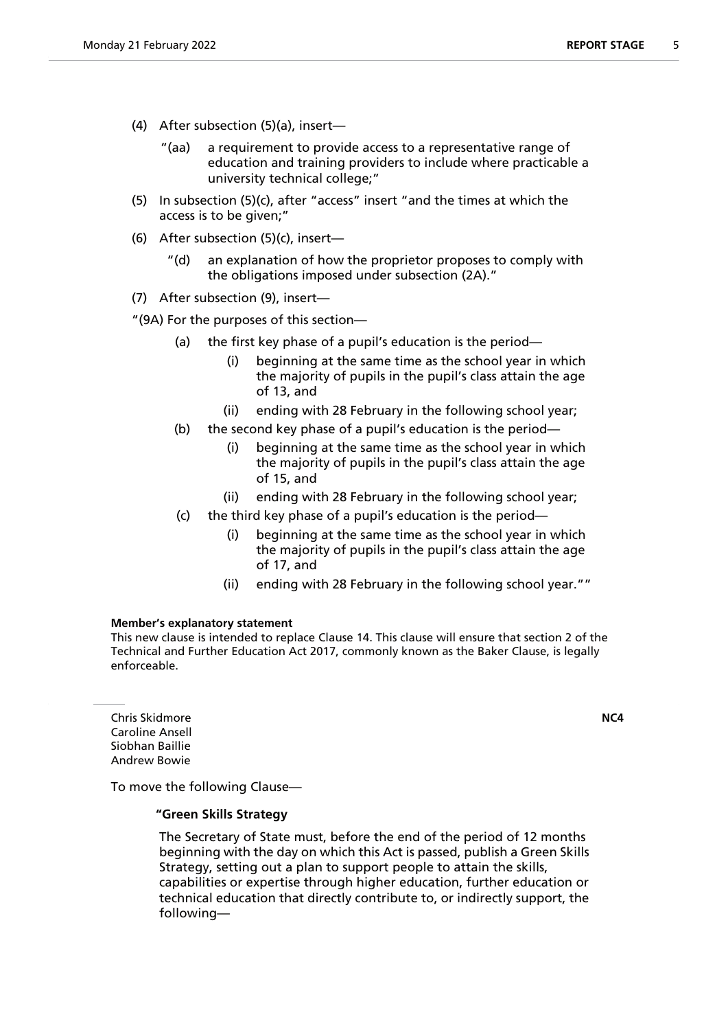(4) After subsection (5)(a), insert—

"(aa) a requirement to provide access to a representative range of education and training providers to include where practicable a university technical college;"

(5) In subsection (5)(c), after "access" insert "and the times at which the access is to be given;"

(6) After subsection (5)(c), insert—

"(d) an explanation of how the proprietor proposes to comply with the obligations imposed under subsection (2A)."

(7) After subsection (9), insert—

"(9A) For the purposes of this section—

(a) the first key phase of a pupil's education is the period—

(i) beginning at the same time as the school year in which the majority of pupils in the pupil's class attain the age of 13, and

(ii) ending with 28 February in the following school year;

(b) the second key phase of a pupil's education is the period—

(i) beginning at the same time as the school year in which the majority of pupils in the pupil's class attain the age of 15, and

(ii) ending with 28 February in the following school year;

(c) the third key phase of a pupil's education is the period—

(i) beginning at the same time as the school year in which the majority of pupils in the pupil's class attain the age of 17, and

(ii) ending with 28 February in the following school year.""

**Member's explanatory statement**

This new clause is intended to replace Clause 14. This clause will ensure that section 2 of the Technical and Further Education Act 2017, commonly known as the Baker Clause, is legally enforceable.

---

Chris Skidmore
Caroline Ansell
Siobhan Baillie
Andrew Bowie

**NC4**

To move the following Clause—

**"Green Skills Strategy**

The Secretary of State must, before the end of the period of 12 months beginning with the day on which this Act is passed, publish a Green Skills Strategy, setting out a plan to support people to attain the skills, capabilities or expertise through higher education, further education or technical education that directly contribute to, or indirectly support, the following—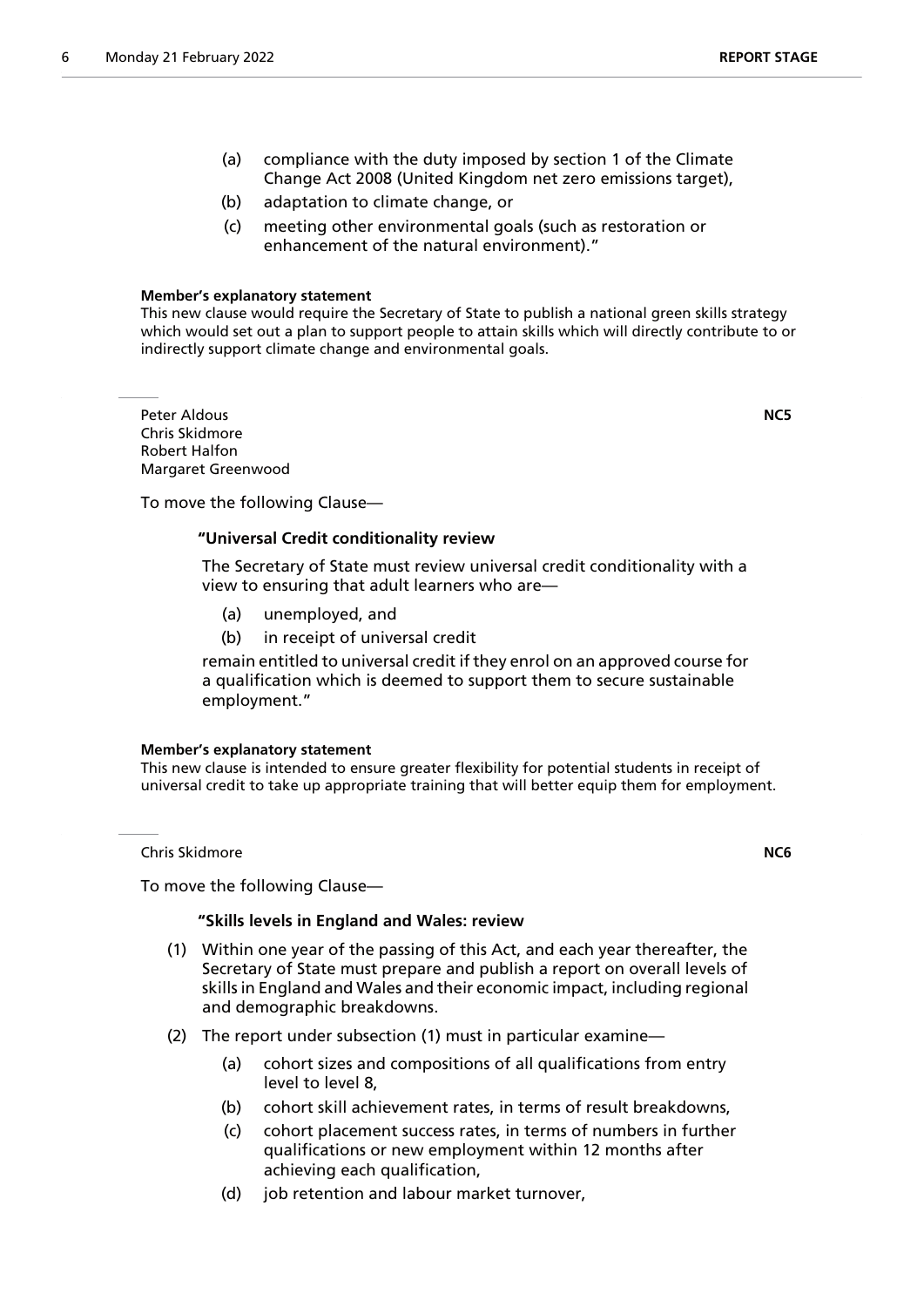(a) compliance with the duty imposed by section 1 of the Climate Change Act 2008 (United Kingdom net zero emissions target),

(b) adaptation to climate change, or

(c) meeting other environmental goals (such as restoration or enhancement of the natural environment)."

**Member's explanatory statement**

This new clause would require the Secretary of State to publish a national green skills strategy which would set out a plan to support people to attain skills which will directly contribute to or indirectly support climate change and environmental goals.

---

Peter Aldous
Chris Skidmore
Robert Halfon
Margaret Greenwood

**NC5**

To move the following Clause—

**"Universal Credit conditionality review**

The Secretary of State must review universal credit conditionality with a view to ensuring that adult learners who are—

(a) unemployed, and

(b) in receipt of universal credit

remain entitled to universal credit if they enrol on an approved course for a qualification which is deemed to support them to secure sustainable employment."

**Member's explanatory statement**

This new clause is intended to ensure greater flexibility for potential students in receipt of universal credit to take up appropriate training that will better equip them for employment.

---

Chris Skidmore

**NC6**

To move the following Clause—

**"Skills levels in England and Wales: review**

(1) Within one year of the passing of this Act, and each year thereafter, the Secretary of State must prepare and publish a report on overall levels of skills in England and Wales and their economic impact, including regional and demographic breakdowns.

(2) The report under subsection (1) must in particular examine—

(a) cohort sizes and compositions of all qualifications from entry level to level 8,

(b) cohort skill achievement rates, in terms of result breakdowns,

(c) cohort placement success rates, in terms of numbers in further qualifications or new employment within 12 months after achieving each qualification,

(d) job retention and labour market turnover,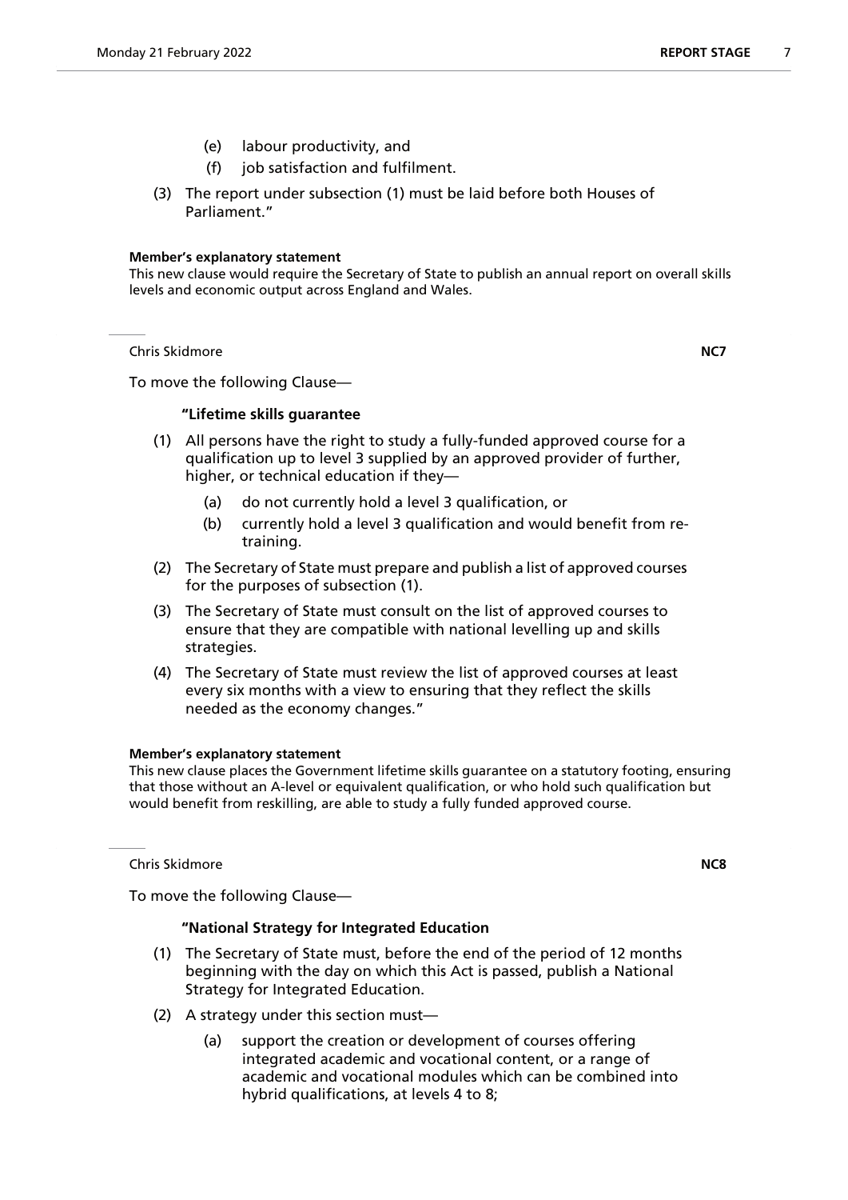(e) labour productivity, and

(f) job satisfaction and fulfilment.

(3) The report under subsection (1) must be laid before both Houses of Parliament."

**Member's explanatory statement**

This new clause would require the Secretary of State to publish an annual report on overall skills levels and economic output across England and Wales.

Chris Skidmore **NC7**

To move the following Clause—

**"Lifetime skills guarantee**

(1) All persons have the right to study a fully-funded approved course for a qualification up to level 3 supplied by an approved provider of further, higher, or technical education if they—

(a) do not currently hold a level 3 qualification, or

(b) currently hold a level 3 qualification and would benefit from re-training.

(2) The Secretary of State must prepare and publish a list of approved courses for the purposes of subsection (1).

(3) The Secretary of State must consult on the list of approved courses to ensure that they are compatible with national levelling up and skills strategies.

(4) The Secretary of State must review the list of approved courses at least every six months with a view to ensuring that they reflect the skills needed as the economy changes."

**Member's explanatory statement**

This new clause places the Government lifetime skills guarantee on a statutory footing, ensuring that those without an A-level or equivalent qualification, or who hold such qualification but would benefit from reskilling, are able to study a fully funded approved course.

Chris Skidmore **NC8**

To move the following Clause—

**"National Strategy for Integrated Education**

(1) The Secretary of State must, before the end of the period of 12 months beginning with the day on which this Act is passed, publish a National Strategy for Integrated Education.

(2) A strategy under this section must—

(a) support the creation or development of courses offering integrated academic and vocational content, or a range of academic and vocational modules which can be combined into hybrid qualifications, at levels 4 to 8;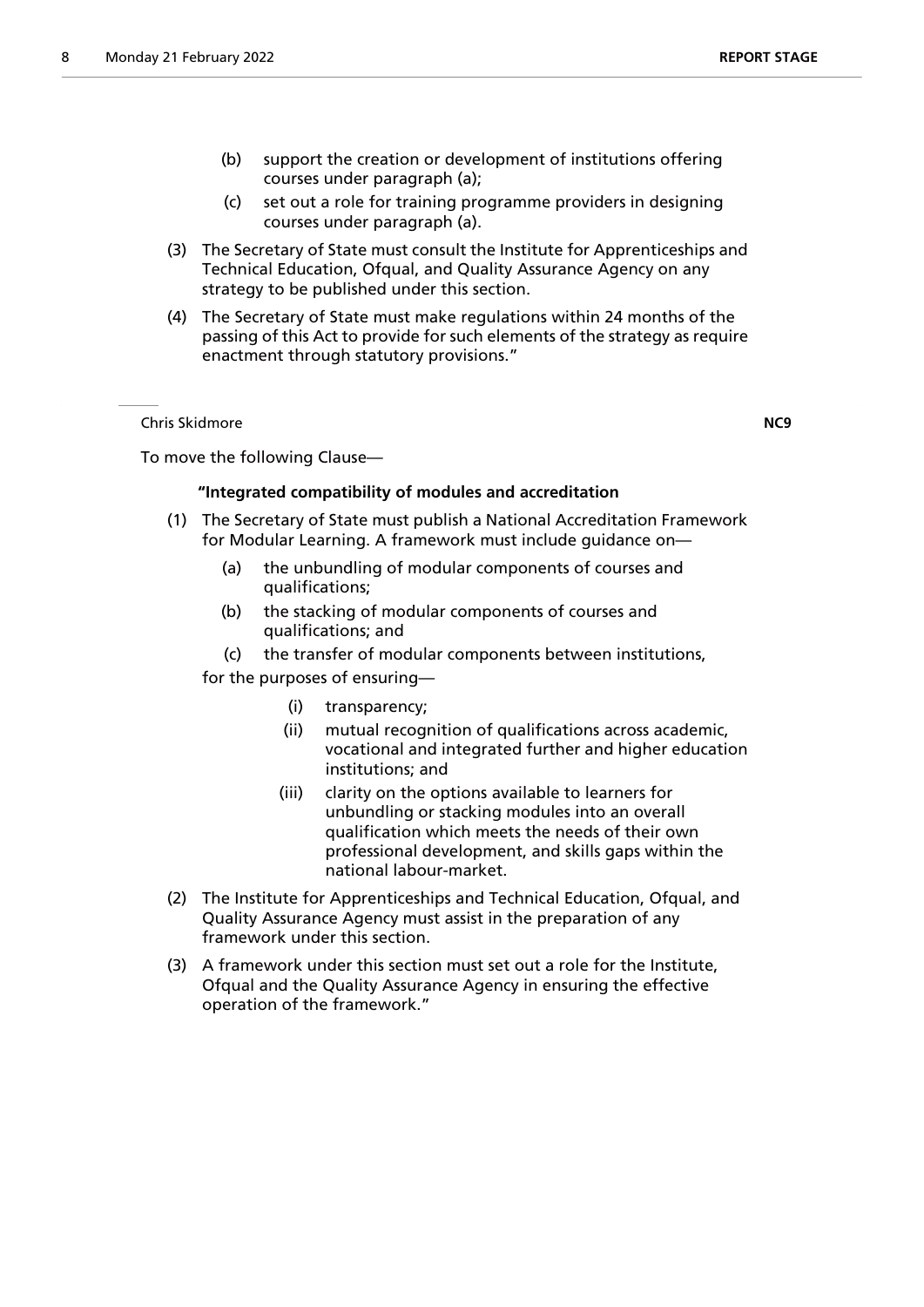(b) support the creation or development of institutions offering courses under paragraph (a);

(c) set out a role for training programme providers in designing courses under paragraph (a).

(3) The Secretary of State must consult the Institute for Apprenticeships and Technical Education, Ofqual, and Quality Assurance Agency on any strategy to be published under this section.

(4) The Secretary of State must make regulations within 24 months of the passing of this Act to provide for such elements of the strategy as require enactment through statutory provisions."

---

Chris Skidmore **NC9**

To move the following Clause—

**"Integrated compatibility of modules and accreditation**

(1) The Secretary of State must publish a National Accreditation Framework for Modular Learning. A framework must include guidance on—

(a) the unbundling of modular components of courses and qualifications;

(b) the stacking of modular components of courses and qualifications; and

(c) the transfer of modular components between institutions,

for the purposes of ensuring—

(i) transparency;

(ii) mutual recognition of qualifications across academic, vocational and integrated further and higher education institutions; and

(iii) clarity on the options available to learners for unbundling or stacking modules into an overall qualification which meets the needs of their own professional development, and skills gaps within the national labour-market.

(2) The Institute for Apprenticeships and Technical Education, Ofqual, and Quality Assurance Agency must assist in the preparation of any framework under this section.

(3) A framework under this section must set out a role for the Institute, Ofqual and the Quality Assurance Agency in ensuring the effective operation of the framework."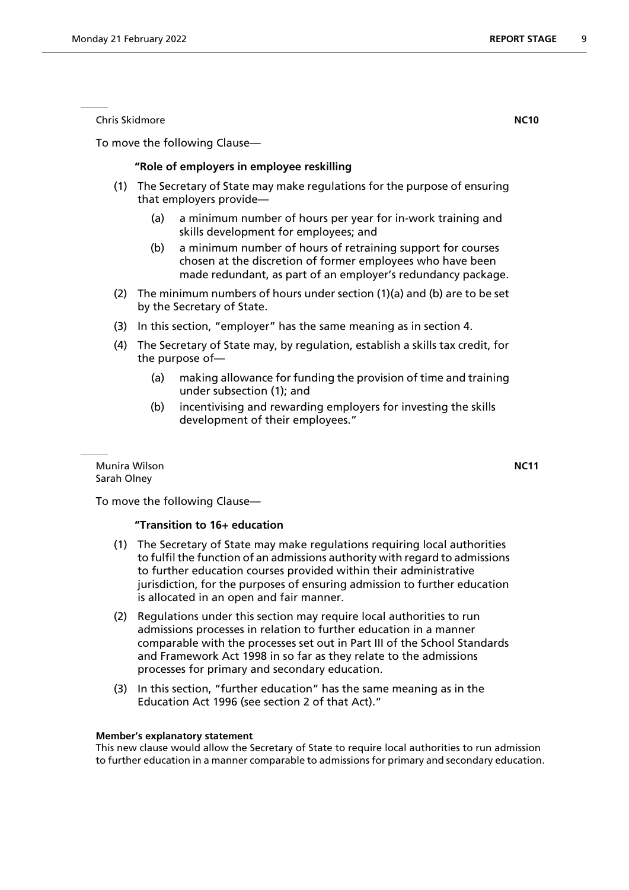Chris Skidmore **NC10**

To move the following Clause—

**"Role of employers in employee reskilling**

(1) The Secretary of State may make regulations for the purpose of ensuring that employers provide—

 (a) a minimum number of hours per year for in-work training and skills development for employees; and

 (b) a minimum number of hours of retraining support for courses chosen at the discretion of former employees who have been made redundant, as part of an employer's redundancy package.

(2) The minimum numbers of hours under section (1)(a) and (b) are to be set by the Secretary of State.

(3) In this section, "employer" has the same meaning as in section 4.

(4) The Secretary of State may, by regulation, establish a skills tax credit, for the purpose of—

 (a) making allowance for funding the provision of time and training under subsection (1); and

 (b) incentivising and rewarding employers for investing the skills development of their employees."

---

Munira Wilson
Sarah Olney **NC11**

To move the following Clause—

**"Transition to 16+ education**

(1) The Secretary of State may make regulations requiring local authorities to fulfil the function of an admissions authority with regard to admissions to further education courses provided within their administrative jurisdiction, for the purposes of ensuring admission to further education is allocated in an open and fair manner.

(2) Regulations under this section may require local authorities to run admissions processes in relation to further education in a manner comparable with the processes set out in Part III of the School Standards and Framework Act 1998 in so far as they relate to the admissions processes for primary and secondary education.

(3) In this section, "further education" has the same meaning as in the Education Act 1996 (see section 2 of that Act)."

**Member's explanatory statement**

This new clause would allow the Secretary of State to require local authorities to run admission to further education in a manner comparable to admissions for primary and secondary education.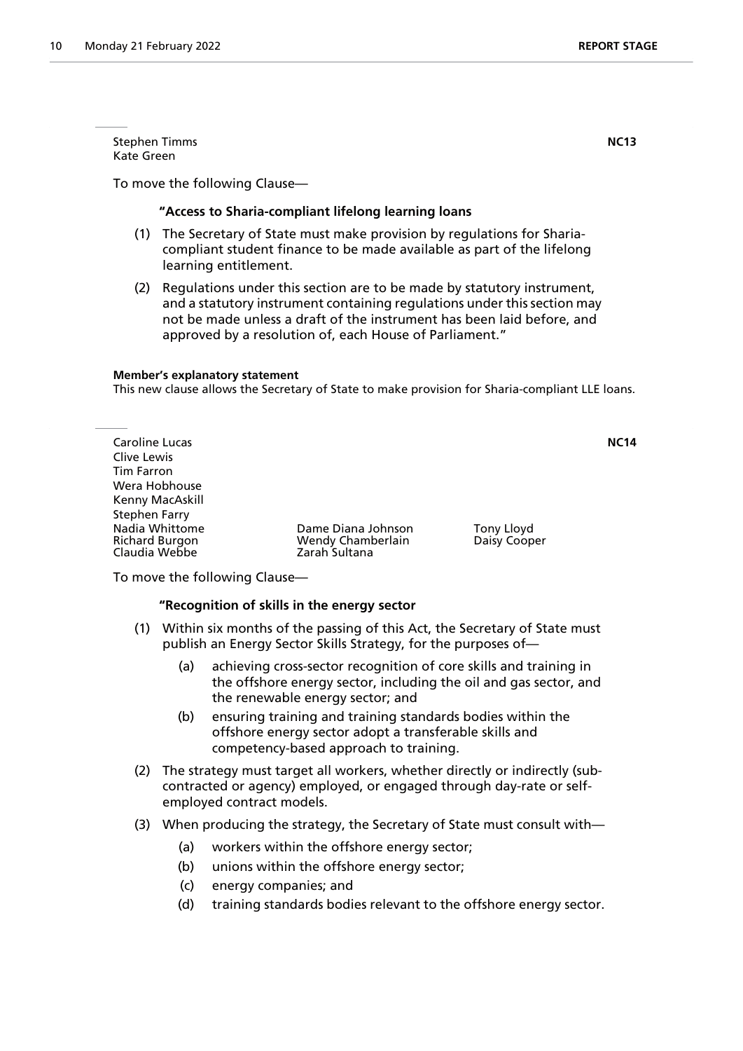Stephen Timms
Kate Green

**NC13**

To move the following Clause—

**"Access to Sharia-compliant lifelong learning loans**

(1) The Secretary of State must make provision by regulations for Sharia-compliant student finance to be made available as part of the lifelong learning entitlement.

(2) Regulations under this section are to be made by statutory instrument, and a statutory instrument containing regulations under this section may not be made unless a draft of the instrument has been laid before, and approved by a resolution of, each House of Parliament."

**Member's explanatory statement**

This new clause allows the Secretary of State to make provision for Sharia-compliant LLE loans.

---

Caroline Lucas
Clive Lewis
Tim Farron
Wera Hobhouse
Kenny MacAskill
Stephen Farry
Nadia Whittome
Richard Burgon
Claudia Webbe
Dame Diana Johnson
Wendy Chamberlain
Zarah Sultana
Tony Lloyd
Daisy Cooper

**NC14**

To move the following Clause—

**"Recognition of skills in the energy sector**

(1) Within six months of the passing of this Act, the Secretary of State must publish an Energy Sector Skills Strategy, for the purposes of—

(a) achieving cross-sector recognition of core skills and training in the offshore energy sector, including the oil and gas sector, and the renewable energy sector; and

(b) ensuring training and training standards bodies within the offshore energy sector adopt a transferable skills and competency-based approach to training.

(2) The strategy must target all workers, whether directly or indirectly (sub-contracted or agency) employed, or engaged through day-rate or self-employed contract models.

(3) When producing the strategy, the Secretary of State must consult with—

(a) workers within the offshore energy sector;

(b) unions within the offshore energy sector;

(c) energy companies; and

(d) training standards bodies relevant to the offshore energy sector.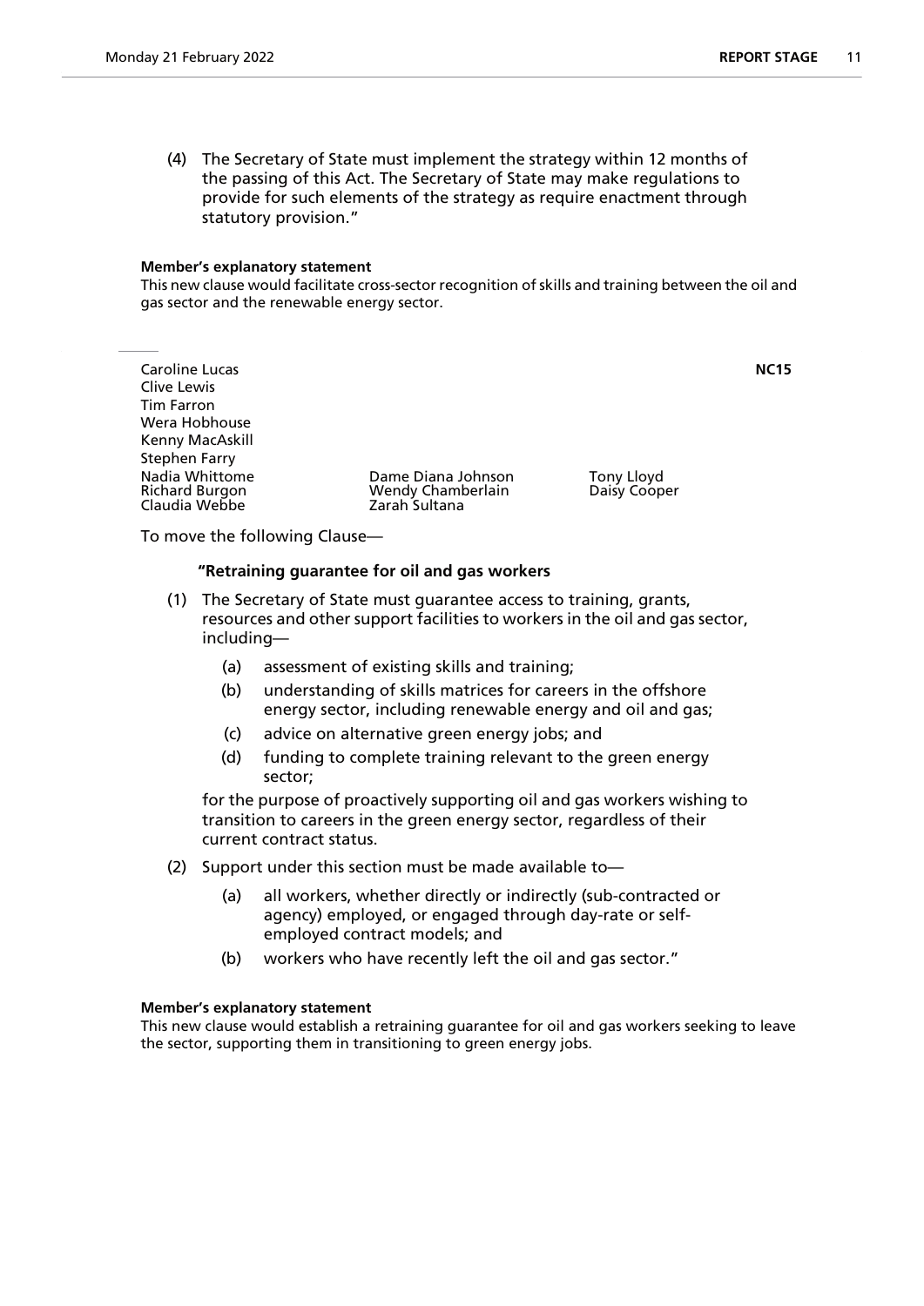(4) The Secretary of State must implement the strategy within 12 months of the passing of this Act. The Secretary of State may make regulations to provide for such elements of the strategy as require enactment through statutory provision."

**Member's explanatory statement**

This new clause would facilitate cross-sector recognition of skills and training between the oil and gas sector and the renewable energy sector.

---

Caroline Lucas
Clive Lewis
Tim Farron
Wera Hobhouse
Kenny MacAskill
Stephen Farry
Nadia Whittome
Richard Burgon
Claudia Webbe
Dame Diana Johnson
Wendy Chamberlain
Zarah Sultana
Tony Lloyd
Daisy Cooper

**NC15**

To move the following Clause—

**"Retraining guarantee for oil and gas workers**

(1) The Secretary of State must guarantee access to training, grants, resources and other support facilities to workers in the oil and gas sector, including—

(a) assessment of existing skills and training;

(b) understanding of skills matrices for careers in the offshore energy sector, including renewable energy and oil and gas;

(c) advice on alternative green energy jobs; and

(d) funding to complete training relevant to the green energy sector;

for the purpose of proactively supporting oil and gas workers wishing to transition to careers in the green energy sector, regardless of their current contract status.

(2) Support under this section must be made available to—

(a) all workers, whether directly or indirectly (sub-contracted or agency) employed, or engaged through day-rate or self-employed contract models; and

(b) workers who have recently left the oil and gas sector."

**Member's explanatory statement**

This new clause would establish a retraining guarantee for oil and gas workers seeking to leave the sector, supporting them in transitioning to green energy jobs.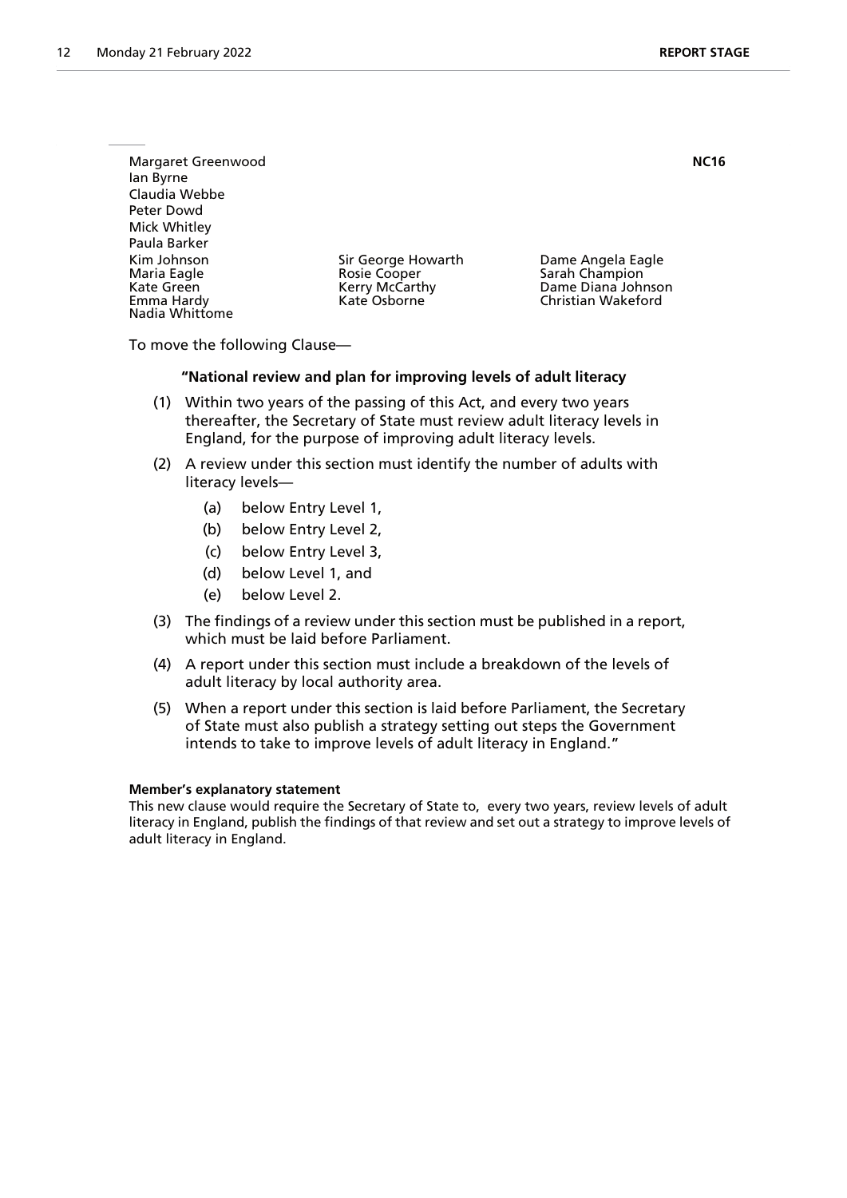Margaret Greenwood
Ian Byrne
Claudia Webbe
Peter Dowd
Mick Whitley
Paula Barker
Kim Johnson
Maria Eagle
Kate Green
Emma Hardy
Nadia Whittome
Sir George Howarth
Rosie Cooper
Kerry McCarthy
Kate Osborne
Dame Angela Eagle
Sarah Champion
Dame Diana Johnson
Christian Wakeford

**NC16**

To move the following Clause—

**"National review and plan for improving levels of adult literacy**

(1) Within two years of the passing of this Act, and every two years thereafter, the Secretary of State must review adult literacy levels in England, for the purpose of improving adult literacy levels.

(2) A review under this section must identify the number of adults with literacy levels—

(a) below Entry Level 1,

(b) below Entry Level 2,

(c) below Entry Level 3,

(d) below Level 1, and

(e) below Level 2.

(3) The findings of a review under this section must be published in a report, which must be laid before Parliament.

(4) A report under this section must include a breakdown of the levels of adult literacy by local authority area.

(5) When a report under this section is laid before Parliament, the Secretary of State must also publish a strategy setting out steps the Government intends to take to improve levels of adult literacy in England."

**Member's explanatory statement**

This new clause would require the Secretary of State to, every two years, review levels of adult literacy in England, publish the findings of that review and set out a strategy to improve levels of adult literacy in England.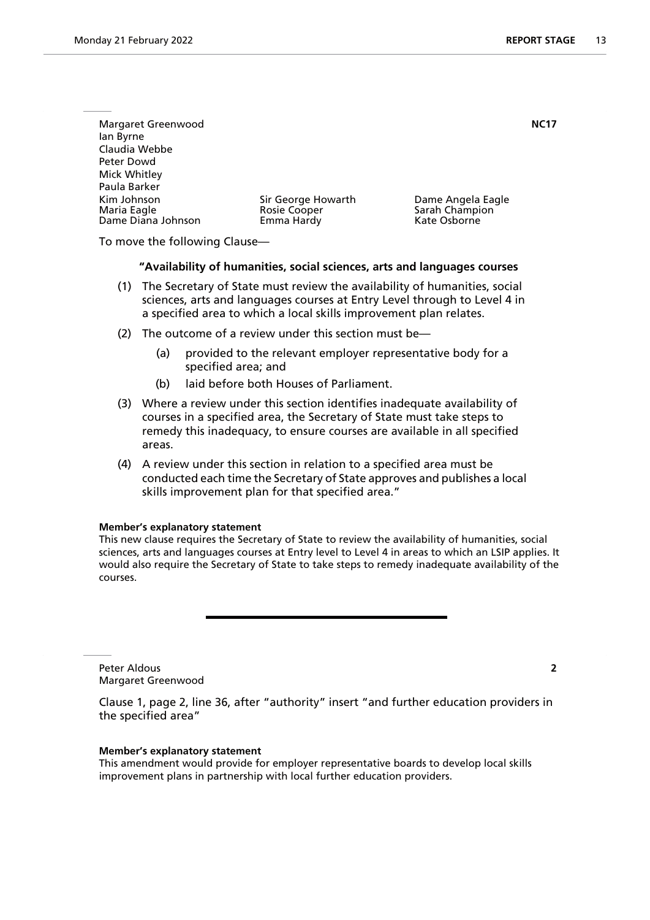Margaret Greenwood
Ian Byrne
Claudia Webbe
Peter Dowd
Mick Whitley
Paula Barker
Kim Johnson
Maria Eagle
Dame Diana Johnson
Sir George Howarth
Rosie Cooper
Emma Hardy
Dame Angela Eagle
Sarah Champion
Kate Osborne

**NC17**

To move the following Clause—

**"Availability of humanities, social sciences, arts and languages courses**

(1) The Secretary of State must review the availability of humanities, social sciences, arts and languages courses at Entry Level through to Level 4 in a specified area to which a local skills improvement plan relates.

(2) The outcome of a review under this section must be—

(a) provided to the relevant employer representative body for a specified area; and

(b) laid before both Houses of Parliament.

(3) Where a review under this section identifies inadequate availability of courses in a specified area, the Secretary of State must take steps to remedy this inadequacy, to ensure courses are available in all specified areas.

(4) A review under this section in relation to a specified area must be conducted each time the Secretary of State approves and publishes a local skills improvement plan for that specified area."

**Member's explanatory statement**

This new clause requires the Secretary of State to review the availability of humanities, social sciences, arts and languages courses at Entry level to Level 4 in areas to which an LSIP applies. It would also require the Secretary of State to take steps to remedy inadequate availability of the courses.

---

Peter Aldous
Margaret Greenwood

**2**

Clause 1, page 2, line 36, after "authority" insert "and further education providers in the specified area"

**Member's explanatory statement**

This amendment would provide for employer representative boards to develop local skills improvement plans in partnership with local further education providers.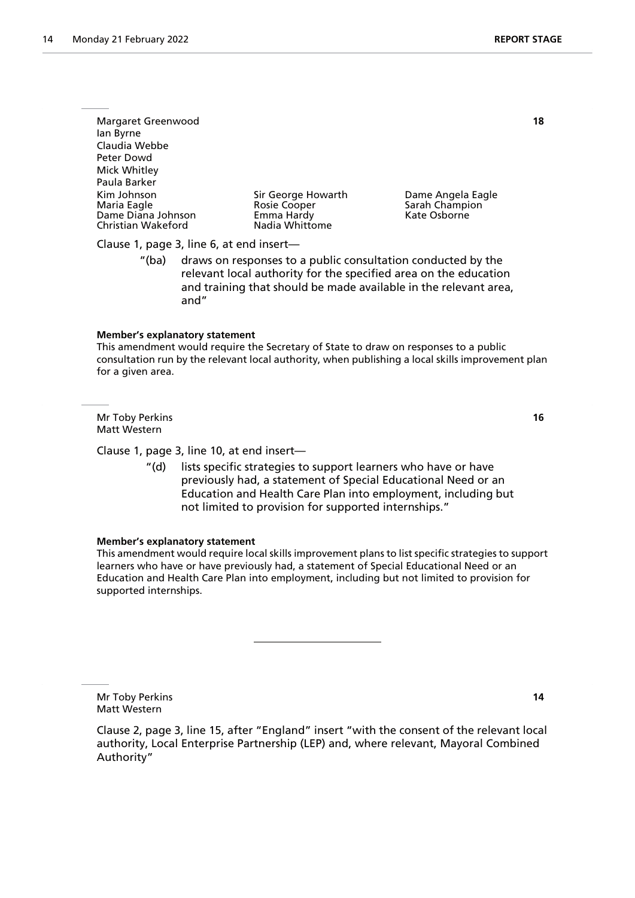Margaret Greenwood
Ian Byrne
Claudia Webbe
Peter Dowd
Mick Whitley
Paula Barker
Kim Johnson
Maria Eagle
Dame Diana Johnson
Christian Wakeford
Sir George Howarth
Rosie Cooper
Emma Hardy
Nadia Whittome
Dame Angela Eagle
Sarah Champion
Kate Osborne

**18**

Clause 1, page 3, line 6, at end insert—

"(ba) draws on responses to a public consultation conducted by the relevant local authority for the specified area on the education and training that should be made available in the relevant area, and"

**Member's explanatory statement**

This amendment would require the Secretary of State to draw on responses to a public consultation run by the relevant local authority, when publishing a local skills improvement plan for a given area.

---

Mr Toby Perkins
Matt Western

**16**

Clause 1, page 3, line 10, at end insert—

"(d) lists specific strategies to support learners who have or have previously had, a statement of Special Educational Need or an Education and Health Care Plan into employment, including but not limited to provision for supported internships."

**Member's explanatory statement**

This amendment would require local skills improvement plans to list specific strategies to support learners who have or have previously had, a statement of Special Educational Need or an Education and Health Care Plan into employment, including but not limited to provision for supported internships.

---

Mr Toby Perkins
Matt Western

**14**

Clause 2, page 3, line 15, after "England" insert "with the consent of the relevant local authority, Local Enterprise Partnership (LEP) and, where relevant, Mayoral Combined Authority"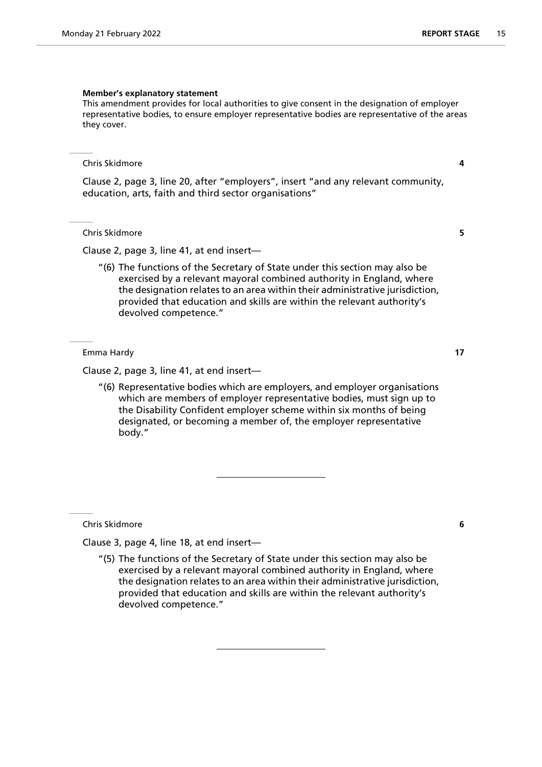**Member's explanatory statement**

This amendment provides for local authorities to give consent in the designation of employer representative bodies, to ensure employer representative bodies are representative of the areas they cover.

---

Chris Skidmore **4**

Clause 2, page 3, line 20, after "employers", insert "and any relevant community, education, arts, faith and third sector organisations"

---

Chris Skidmore **5**

Clause 2, page 3, line 41, at end insert—

"(6) The functions of the Secretary of State under this section may also be exercised by a relevant mayoral combined authority in England, where the designation relates to an area within their administrative jurisdiction, provided that education and skills are within the relevant authority's devolved competence."

---

Emma Hardy **17**

Clause 2, page 3, line 41, at end insert—

"(6) Representative bodies which are employers, and employer organisations which are members of employer representative bodies, must sign up to the Disability Confident employer scheme within six months of being designated, or becoming a member of, the employer representative body."

---

Chris Skidmore **6**

Clause 3, page 4, line 18, at end insert—

"(5) The functions of the Secretary of State under this section may also be exercised by a relevant mayoral combined authority in England, where the designation relates to an area within their administrative jurisdiction, provided that education and skills are within the relevant authority's devolved competence."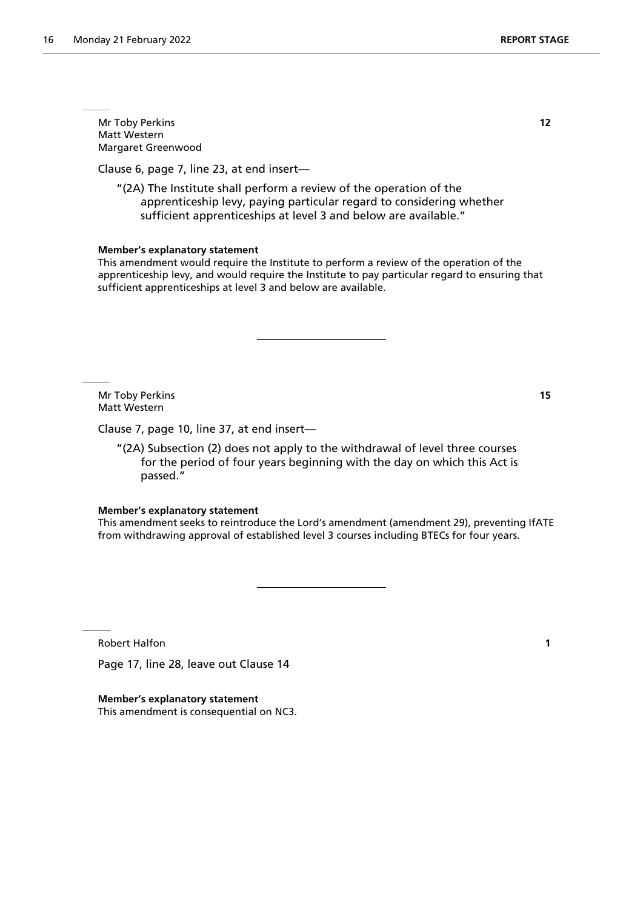Mr Toby Perkins
Matt Western
Margaret Greenwood

**12**

Clause 6, page 7, line 23, at end insert—

"(2A) The Institute shall perform a review of the operation of the apprenticeship levy, paying particular regard to considering whether sufficient apprenticeships at level 3 and below are available."

**Member's explanatory statement**

This amendment would require the Institute to perform a review of the operation of the apprenticeship levy, and would require the Institute to pay particular regard to ensuring that sufficient apprenticeships at level 3 and below are available.

---

Mr Toby Perkins
Matt Western

**15**

Clause 7, page 10, line 37, at end insert—

"(2A) Subsection (2) does not apply to the withdrawal of level three courses for the period of four years beginning with the day on which this Act is passed."

**Member's explanatory statement**

This amendment seeks to reintroduce the Lord's amendment (amendment 29), preventing IfATE from withdrawing approval of established level 3 courses including BTECs for four years.

---

Robert Halfon

**1**

Page 17, line 28, leave out Clause 14

**Member's explanatory statement**

This amendment is consequential on NC3.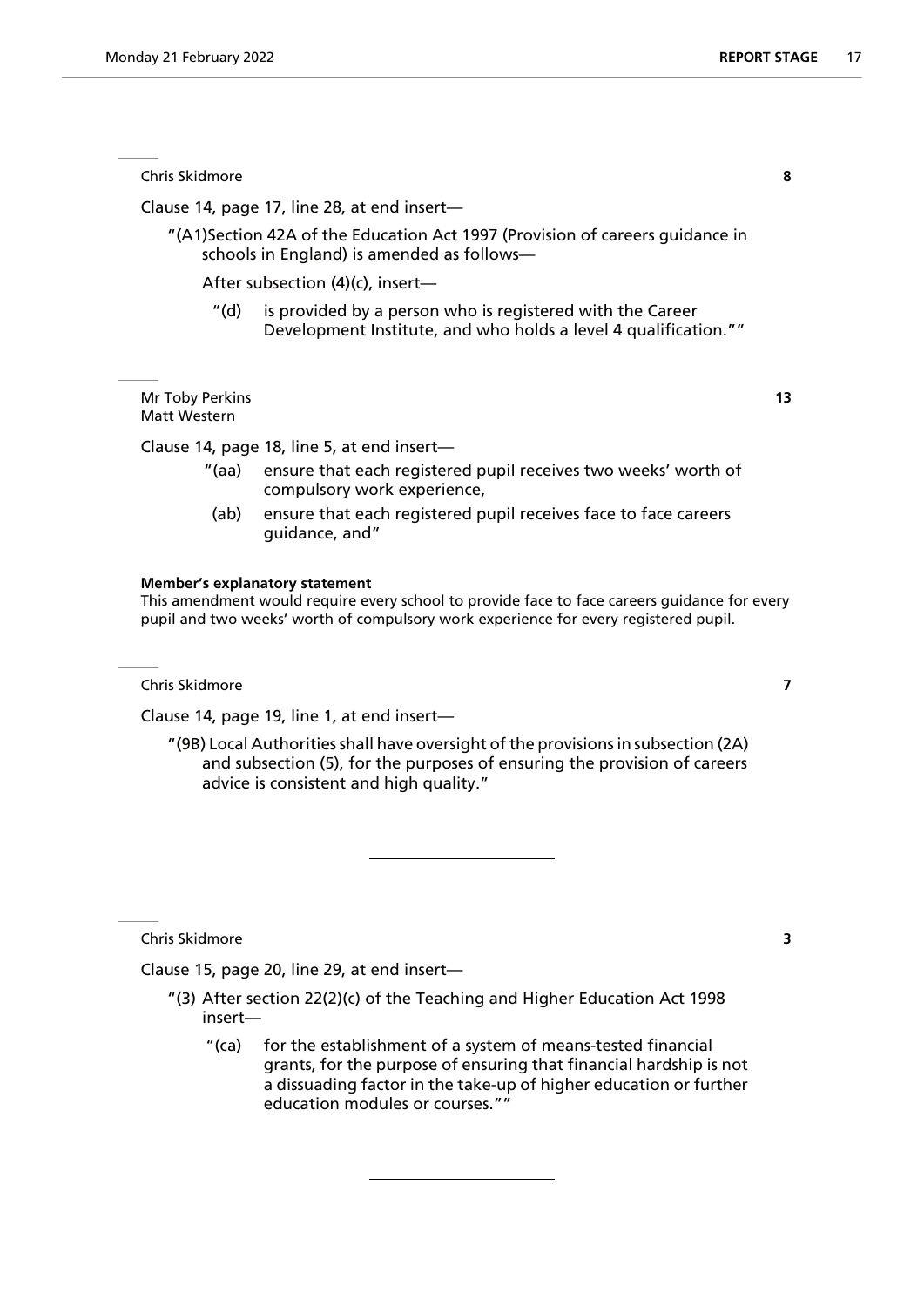Chris Skidmore **8**

Clause 14, page 17, line 28, at end insert—

"(A1)Section 42A of the Education Act 1997 (Provision of careers guidance in schools in England) is amended as follows—

After subsection (4)(c), insert—

"(d) is provided by a person who is registered with the Career Development Institute, and who holds a level 4 qualification.""

---

Mr Toby Perkins
Matt Western **13**

Clause 14, page 18, line 5, at end insert—

"(aa) ensure that each registered pupil receives two weeks' worth of compulsory work experience,

(ab) ensure that each registered pupil receives face to face careers guidance, and"

**Member's explanatory statement**

This amendment would require every school to provide face to face careers guidance for every pupil and two weeks' worth of compulsory work experience for every registered pupil.

---

Chris Skidmore **7**

Clause 14, page 19, line 1, at end insert—

"(9B) Local Authorities shall have oversight of the provisions in subsection (2A) and subsection (5), for the purposes of ensuring the provision of careers advice is consistent and high quality."

---

Chris Skidmore **3**

Clause 15, page 20, line 29, at end insert—

"(3) After section 22(2)(c) of the Teaching and Higher Education Act 1998 insert—

"(ca) for the establishment of a system of means-tested financial grants, for the purpose of ensuring that financial hardship is not a dissuading factor in the take-up of higher education or further education modules or courses.""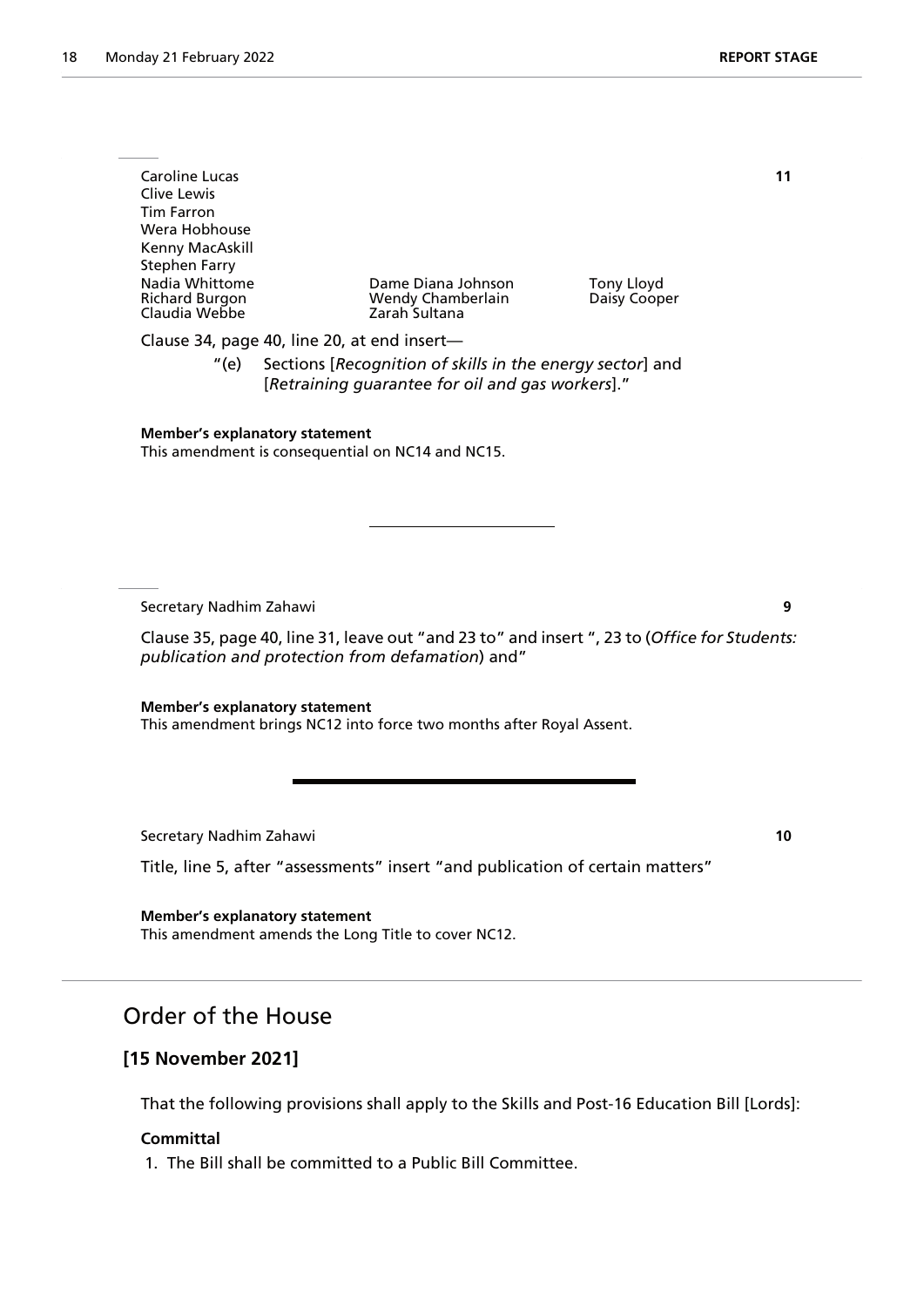Caroline Lucas **11**
Clive Lewis
Tim Farron
Wera Hobhouse
Kenny MacAskill
Stephen Farry
Nadia Whittome
Richard Burgon
Claudia Webbe
Dame Diana Johnson
Wendy Chamberlain
Zarah Sultana
Tony Lloyd
Daisy Cooper

Clause 34, page 40, line 20, at end insert—

"(e) Sections [*Recognition of skills in the energy sector*] and [*Retraining guarantee for oil and gas workers*]."

**Member's explanatory statement**
This amendment is consequential on NC14 and NC15.

---

Secretary Nadhim Zahawi **9**

Clause 35, page 40, line 31, leave out "and 23 to" and insert ", 23 to (*Office for Students: publication and protection from defamation*) and"

**Member's explanatory statement**
This amendment brings NC12 into force two months after Royal Assent.

---

Secretary Nadhim Zahawi **10**

Title, line 5, after "assessments" insert "and publication of certain matters"

**Member's explanatory statement**
This amendment amends the Long Title to cover NC12.

## Order of the House

### [15 November 2021]

That the following provisions shall apply to the Skills and Post-16 Education Bill [Lords]:

**Committal**

1. The Bill shall be committed to a Public Bill Committee.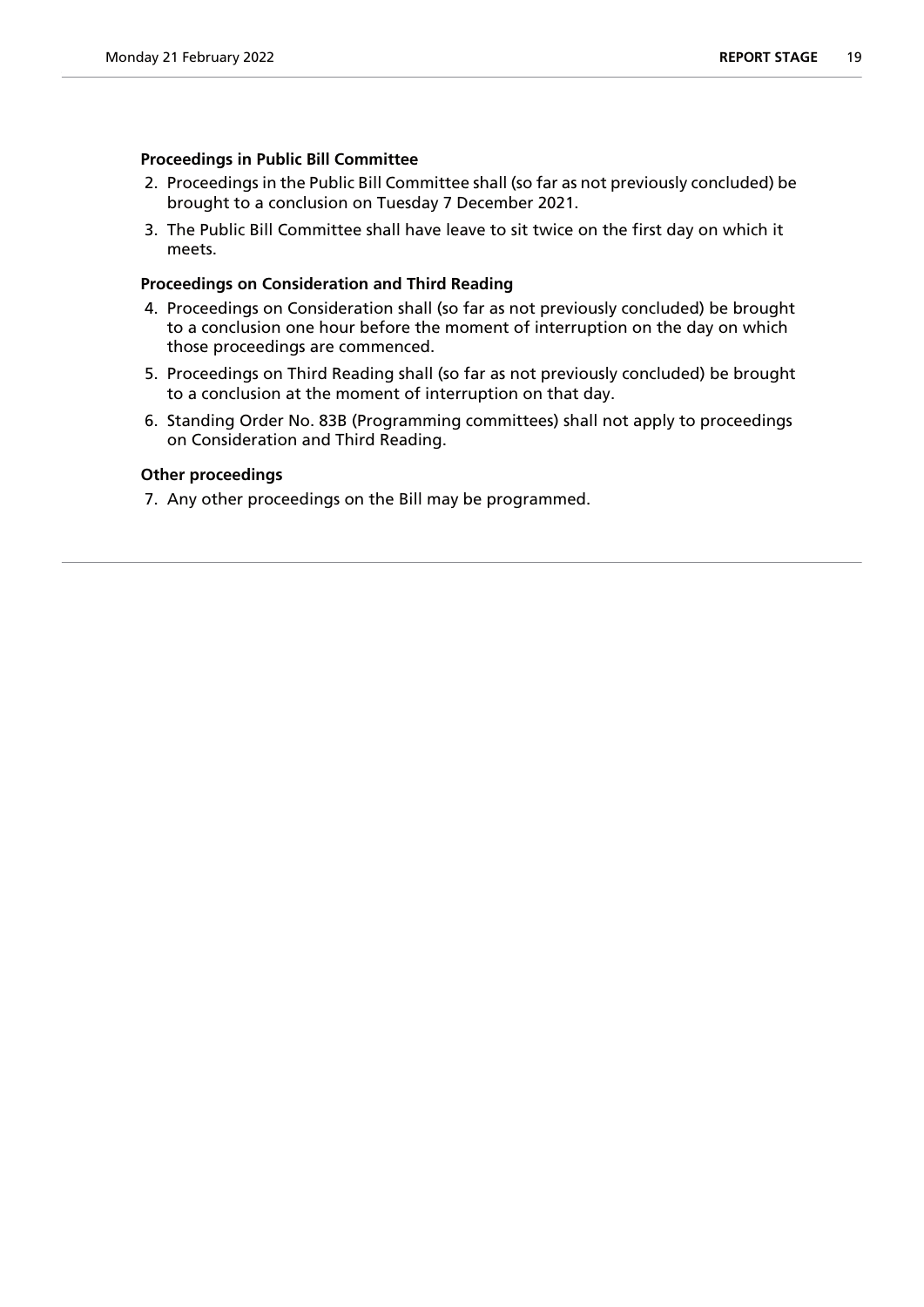**Proceedings in Public Bill Committee**

2. Proceedings in the Public Bill Committee shall (so far as not previously concluded) be brought to a conclusion on Tuesday 7 December 2021.
3. The Public Bill Committee shall have leave to sit twice on the first day on which it meets.

**Proceedings on Consideration and Third Reading**

4. Proceedings on Consideration shall (so far as not previously concluded) be brought to a conclusion one hour before the moment of interruption on the day on which those proceedings are commenced.
5. Proceedings on Third Reading shall (so far as not previously concluded) be brought to a conclusion at the moment of interruption on that day.
6. Standing Order No. 83B (Programming committees) shall not apply to proceedings on Consideration and Third Reading.

**Other proceedings**

7. Any other proceedings on the Bill may be programmed.